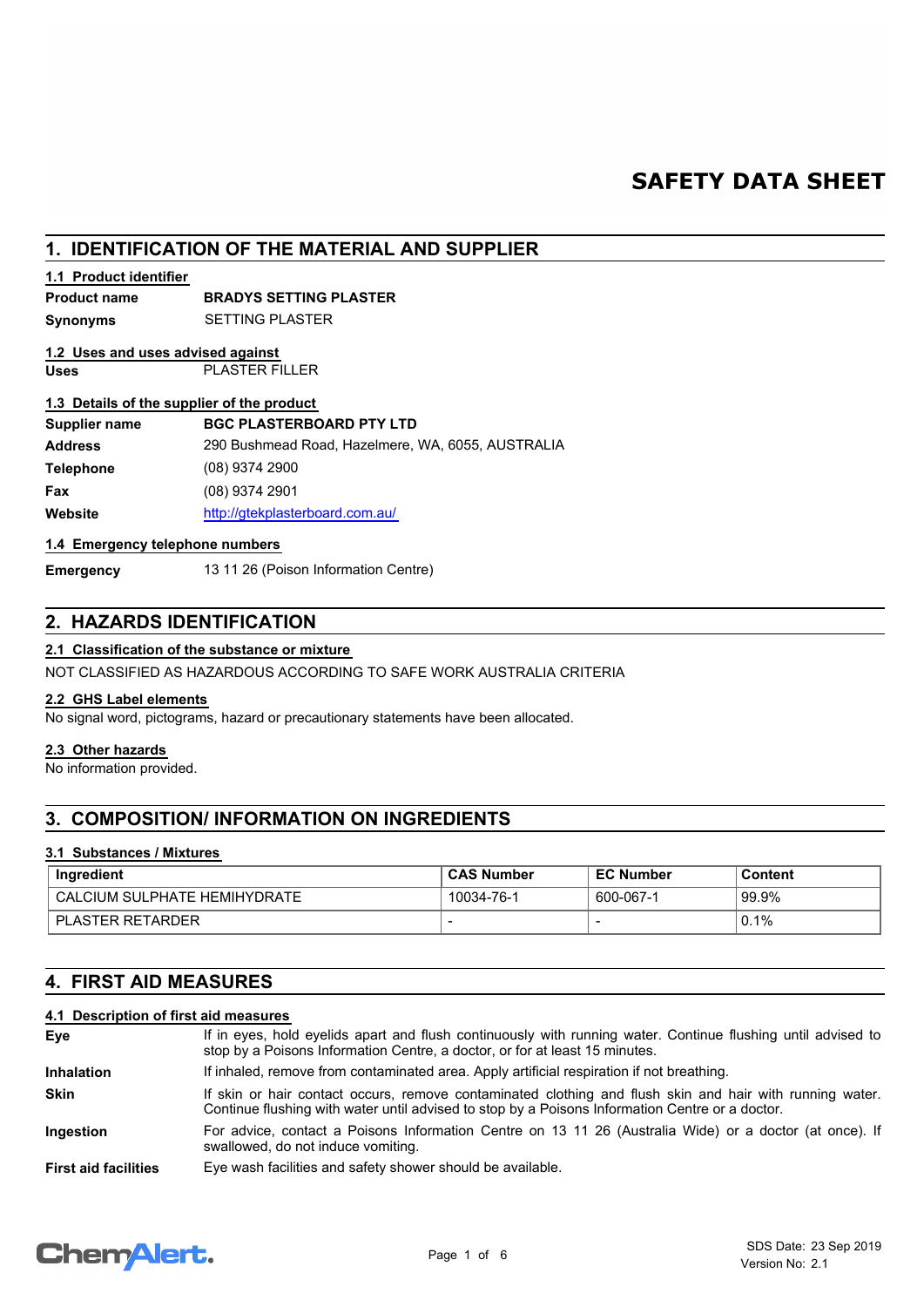# SAFETY DATA SHEET

## 1. IDENTIFICATION OF THE MATERIAL AND SUPPLIER

### 1.1 Product identifier

| | |
|---|---|
| **Product name** | **BRADYS SETTING PLASTER** |
| **Synonyms** | SETTING PLASTER |

### 1.2 Uses and uses advised against

| | |
|---|---|
| **Uses** | PLASTER FILLER |

### 1.3 Details of the supplier of the product

| | |
|---|---|
| **Supplier name** | **BGC PLASTERBOARD PTY LTD** |
| **Address** | 290 Bushmead Road, Hazelmere, WA, 6055, AUSTRALIA |
| **Telephone** | (08) 9374 2900 |
| **Fax** | (08) 9374 2901 |
| **Website** | http://gtekplasterboard.com.au/ |

### 1.4 Emergency telephone numbers

| | |
|---|---|
| **Emergency** | 13 11 26 (Poison Information Centre) |

## 2. HAZARDS IDENTIFICATION

### 2.1 Classification of the substance or mixture

NOT CLASSIFIED AS HAZARDOUS ACCORDING TO SAFE WORK AUSTRALIA CRITERIA

### 2.2 GHS Label elements

No signal word, pictograms, hazard or precautionary statements have been allocated.

### 2.3 Other hazards

No information provided.

## 3. COMPOSITION/ INFORMATION ON INGREDIENTS

### 3.1 Substances / Mixtures

| Ingredient | CAS Number | EC Number | Content |
|---|---|---|---|
| CALCIUM SULPHATE HEMIHYDRATE | 10034-76-1 | 600-067-1 | 99.9% |
| PLASTER RETARDER | - | - | 0.1% |

## 4. FIRST AID MEASURES

### 4.1 Description of first aid measures

| | |
|---|---|
| **Eye** | If in eyes, hold eyelids apart and flush continuously with running water. Continue flushing until advised to stop by a Poisons Information Centre, a doctor, or for at least 15 minutes. |
| **Inhalation** | If inhaled, remove from contaminated area. Apply artificial respiration if not breathing. |
| **Skin** | If skin or hair contact occurs, remove contaminated clothing and flush skin and hair with running water. Continue flushing with water until advised to stop by a Poisons Information Centre or a doctor. |
| **Ingestion** | For advice, contact a Poisons Information Centre on 13 11 26 (Australia Wide) or a doctor (at once). If swallowed, do not induce vomiting. |
| **First aid facilities** | Eye wash facilities and safety shower should be available. |

SDS Date: 23 Sep 2019
Version No: 2.1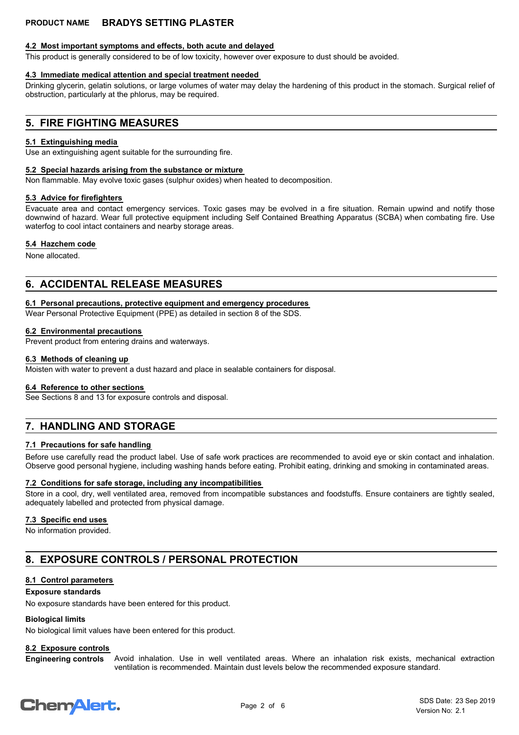#### 4.2 Most important symptoms and effects, both acute and delayed

This product is generally considered to be of low toxicity, however over exposure to dust should be avoided.

#### 4.3 Immediate medical attention and special treatment needed

Drinking glycerin, gelatin solutions, or large volumes of water may delay the hardening of this product in the stomach. Surgical relief of obstruction, particularly at the phlorus, may be required.

## 5. FIRE FIGHTING MEASURES

#### 5.1 Extinguishing media

Use an extinguishing agent suitable for the surrounding fire.

#### 5.2 Special hazards arising from the substance or mixture

Non flammable. May evolve toxic gases (sulphur oxides) when heated to decomposition.

#### 5.3 Advice for firefighters

Evacuate area and contact emergency services. Toxic gases may be evolved in a fire situation. Remain upwind and notify those downwind of hazard. Wear full protective equipment including Self Contained Breathing Apparatus (SCBA) when combating fire. Use waterfog to cool intact containers and nearby storage areas.

#### 5.4 Hazchem code

None allocated.

## 6. ACCIDENTAL RELEASE MEASURES

#### 6.1 Personal precautions, protective equipment and emergency procedures

Wear Personal Protective Equipment (PPE) as detailed in section 8 of the SDS.

#### 6.2 Environmental precautions

Prevent product from entering drains and waterways.

#### 6.3 Methods of cleaning up

Moisten with water to prevent a dust hazard and place in sealable containers for disposal.

#### 6.4 Reference to other sections

See Sections 8 and 13 for exposure controls and disposal.

## 7. HANDLING AND STORAGE

#### 7.1 Precautions for safe handling

Before use carefully read the product label. Use of safe work practices are recommended to avoid eye or skin contact and inhalation. Observe good personal hygiene, including washing hands before eating. Prohibit eating, drinking and smoking in contaminated areas.

#### 7.2 Conditions for safe storage, including any incompatibilities

Store in a cool, dry, well ventilated area, removed from incompatible substances and foodstuffs. Ensure containers are tightly sealed, adequately labelled and protected from physical damage.

#### 7.3 Specific end uses

No information provided.

## 8. EXPOSURE CONTROLS / PERSONAL PROTECTION

#### 8.1 Control parameters

**Exposure standards**

No exposure standards have been entered for this product.

**Biological limits**

No biological limit values have been entered for this product.

#### 8.2 Exposure controls

**Engineering controls** Avoid inhalation. Use in well ventilated areas. Where an inhalation risk exists, mechanical extraction ventilation is recommended. Maintain dust levels below the recommended exposure standard.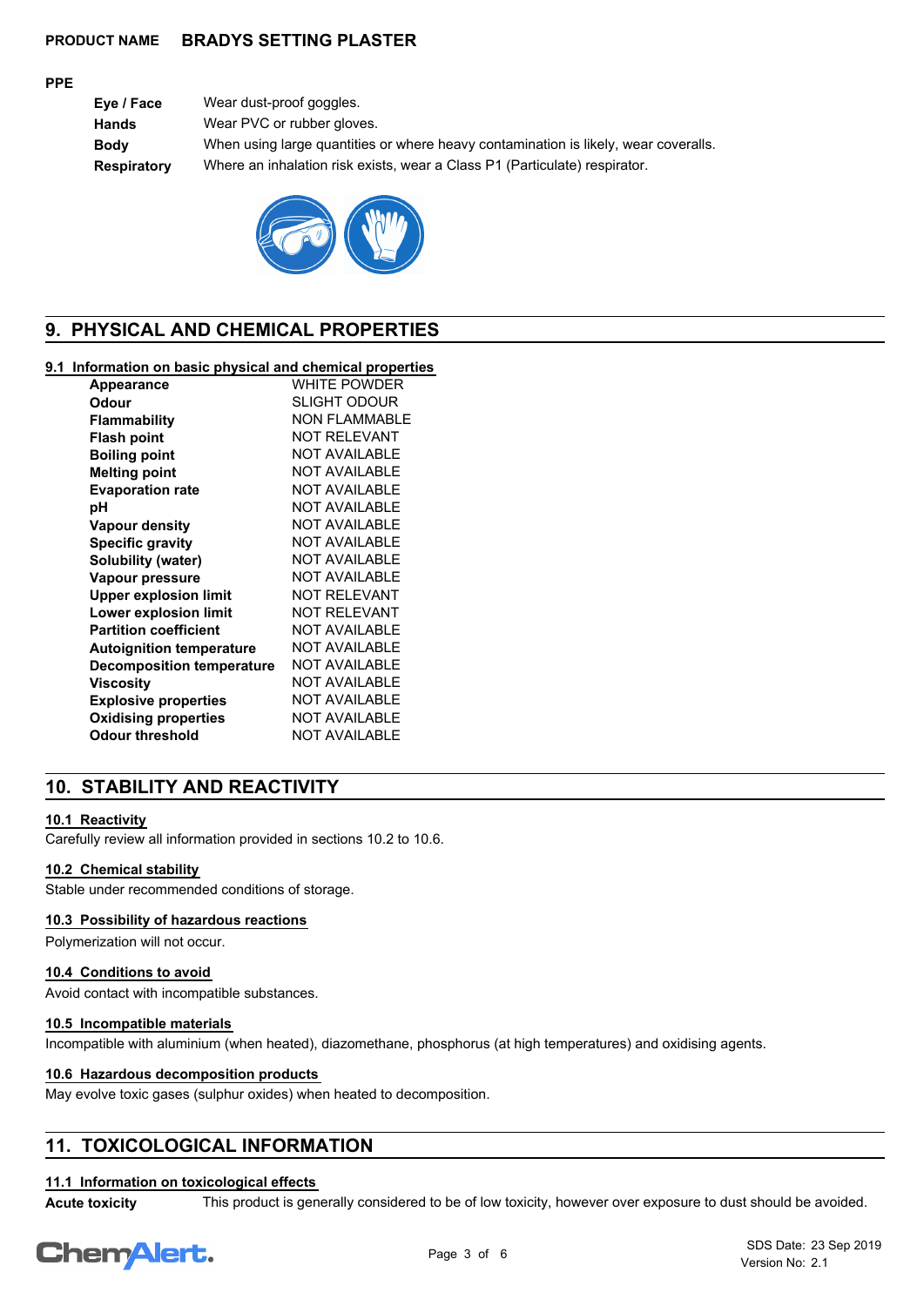**PRODUCT NAME** **BRADYS SETTING PLASTER**

**PPE**

| | |
|---|---|
| **Eye / Face** | Wear dust-proof goggles. |
| **Hands** | Wear PVC or rubber gloves. |
| **Body** | When using large quantities or where heavy contamination is likely, wear coveralls. |
| **Respiratory** | Where an inhalation risk exists, wear a Class P1 (Particulate) respirator. |

## 9. PHYSICAL AND CHEMICAL PROPERTIES

### 9.1 Information on basic physical and chemical properties

| | |
|---|---|
| **Appearance** | WHITE POWDER |
| **Odour** | SLIGHT ODOUR |
| **Flammability** | NON FLAMMABLE |
| **Flash point** | NOT RELEVANT |
| **Boiling point** | NOT AVAILABLE |
| **Melting point** | NOT AVAILABLE |
| **Evaporation rate** | NOT AVAILABLE |
| **pH** | NOT AVAILABLE |
| **Vapour density** | NOT AVAILABLE |
| **Specific gravity** | NOT AVAILABLE |
| **Solubility (water)** | NOT AVAILABLE |
| **Vapour pressure** | NOT AVAILABLE |
| **Upper explosion limit** | NOT RELEVANT |
| **Lower explosion limit** | NOT RELEVANT |
| **Partition coefficient** | NOT AVAILABLE |
| **Autoignition temperature** | NOT AVAILABLE |
| **Decomposition temperature** | NOT AVAILABLE |
| **Viscosity** | NOT AVAILABLE |
| **Explosive properties** | NOT AVAILABLE |
| **Oxidising properties** | NOT AVAILABLE |
| **Odour threshold** | NOT AVAILABLE |

## 10. STABILITY AND REACTIVITY

### 10.1 Reactivity

Carefully review all information provided in sections 10.2 to 10.6.

### 10.2 Chemical stability

Stable under recommended conditions of storage.

### 10.3 Possibility of hazardous reactions

Polymerization will not occur.

### 10.4 Conditions to avoid

Avoid contact with incompatible substances.

### 10.5 Incompatible materials

Incompatible with aluminium (when heated), diazomethane, phosphorus (at high temperatures) and oxidising agents.

### 10.6 Hazardous decomposition products

May evolve toxic gases (sulphur oxides) when heated to decomposition.

## 11. TOXICOLOGICAL INFORMATION

### 11.1 Information on toxicological effects

**Acute toxicity** This product is generally considered to be of low toxicity, however over exposure to dust should be avoided.

SDS Date: 23 Sep 2019
Version No: 2.1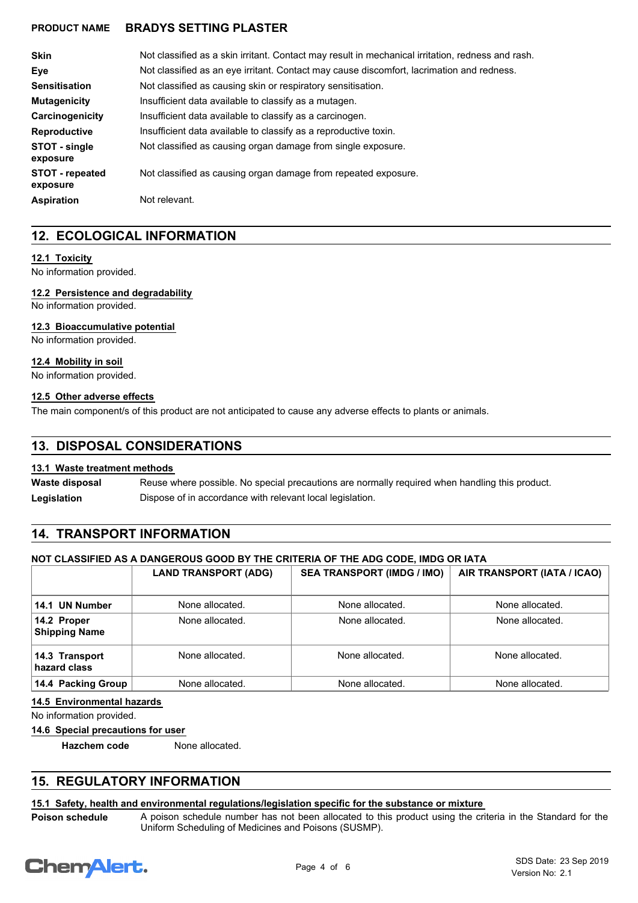| | |
|---|---|
| **Skin** | Not classified as a skin irritant. Contact may result in mechanical irritation, redness and rash. |
| **Eye** | Not classified as an eye irritant. Contact may cause discomfort, lacrimation and redness. |
| **Sensitisation** | Not classified as causing skin or respiratory sensitisation. |
| **Mutagenicity** | Insufficient data available to classify as a mutagen. |
| **Carcinogenicity** | Insufficient data available to classify as a carcinogen. |
| **Reproductive** | Insufficient data available to classify as a reproductive toxin. |
| **STOT - single exposure** | Not classified as causing organ damage from single exposure. |
| **STOT - repeated exposure** | Not classified as causing organ damage from repeated exposure. |
| **Aspiration** | Not relevant. |

## 12. ECOLOGICAL INFORMATION

### 12.1 Toxicity

No information provided.

### 12.2 Persistence and degradability

No information provided.

### 12.3 Bioaccumulative potential

No information provided.

### 12.4 Mobility in soil

No information provided.

### 12.5 Other adverse effects

The main component/s of this product are not anticipated to cause any adverse effects to plants or animals.

## 13. DISPOSAL CONSIDERATIONS

### 13.1 Waste treatment methods

| | |
|---|---|
| **Waste disposal** | Reuse where possible. No special precautions are normally required when handling this product. |
| **Legislation** | Dispose of in accordance with relevant local legislation. |

## 14. TRANSPORT INFORMATION

**NOT CLASSIFIED AS A DANGEROUS GOOD BY THE CRITERIA OF THE ADG CODE, IMDG OR IATA**

| | LAND TRANSPORT (ADG) | SEA TRANSPORT (IMDG / IMO) | AIR TRANSPORT (IATA / ICAO) |
|---|---|---|---|
| **14.1 UN Number** | None allocated. | None allocated. | None allocated. |
| **14.2 Proper Shipping Name** | None allocated. | None allocated. | None allocated. |
| **14.3 Transport hazard class** | None allocated. | None allocated. | None allocated. |
| **14.4 Packing Group** | None allocated. | None allocated. | None allocated. |

### 14.5 Environmental hazards

No information provided.

### 14.6 Special precautions for user

**Hazchem code** None allocated.

## 15. REGULATORY INFORMATION

### 15.1 Safety, health and environmental regulations/legislation specific for the substance or mixture

**Poison schedule** A poison schedule number has not been allocated to this product using the criteria in the Standard for the Uniform Scheduling of Medicines and Poisons (SUSMP).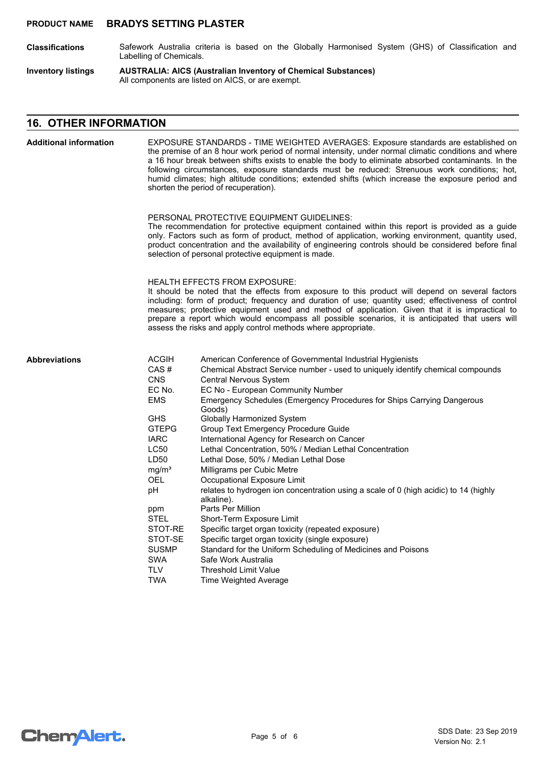**PRODUCT NAME BRADYS SETTING PLASTER**

**Classifications**

Safework Australia criteria is based on the Globally Harmonised System (GHS) of Classification and Labelling of Chemicals.

**Inventory listings**

**AUSTRALIA: AICS (Australian Inventory of Chemical Substances)**
All components are listed on AICS, or are exempt.

## 16. OTHER INFORMATION

**Additional information**

EXPOSURE STANDARDS - TIME WEIGHTED AVERAGES: Exposure standards are established on the premise of an 8 hour work period of normal intensity, under normal climatic conditions and where a 16 hour break between shifts exists to enable the body to eliminate absorbed contaminants. In the following circumstances, exposure standards must be reduced: Strenuous work conditions; hot, humid climates; high altitude conditions; extended shifts (which increase the exposure period and shorten the period of recuperation).

PERSONAL PROTECTIVE EQUIPMENT GUIDELINES:
The recommendation for protective equipment contained within this report is provided as a guide only. Factors such as form of product, method of application, working environment, quantity used, product concentration and the availability of engineering controls should be considered before final selection of personal protective equipment is made.

HEALTH EFFECTS FROM EXPOSURE:
It should be noted that the effects from exposure to this product will depend on several factors including: form of product; frequency and duration of use; quantity used; effectiveness of control measures; protective equipment used and method of application. Given that it is impractical to prepare a report which would encompass all possible scenarios, it is anticipated that users will assess the risks and apply control methods where appropriate.

**Abbreviations**

| | |
|---|---|
| ACGIH | American Conference of Governmental Industrial Hygienists |
| CAS # | Chemical Abstract Service number - used to uniquely identify chemical compounds |
| CNS | Central Nervous System |
| EC No. | EC No - European Community Number |
| EMS | Emergency Schedules (Emergency Procedures for Ships Carrying Dangerous Goods) |
| GHS | Globally Harmonized System |
| GTEPG | Group Text Emergency Procedure Guide |
| IARC | International Agency for Research on Cancer |
| LC50 | Lethal Concentration, 50% / Median Lethal Concentration |
| LD50 | Lethal Dose, 50% / Median Lethal Dose |
| $mg/m^3$ | Milligrams per Cubic Metre |
| OEL | Occupational Exposure Limit |
| pH | relates to hydrogen ion concentration using a scale of 0 (high acidic) to 14 (highly alkaline). |
| ppm | Parts Per Million |
| STEL | Short-Term Exposure Limit |
| STOT-RE | Specific target organ toxicity (repeated exposure) |
| STOT-SE | Specific target organ toxicity (single exposure) |
| SUSMP | Standard for the Uniform Scheduling of Medicines and Poisons |
| SWA | Safe Work Australia |
| TLV | Threshold Limit Value |
| TWA | Time Weighted Average |

SDS Date: 23 Sep 2019
Version No: 2.1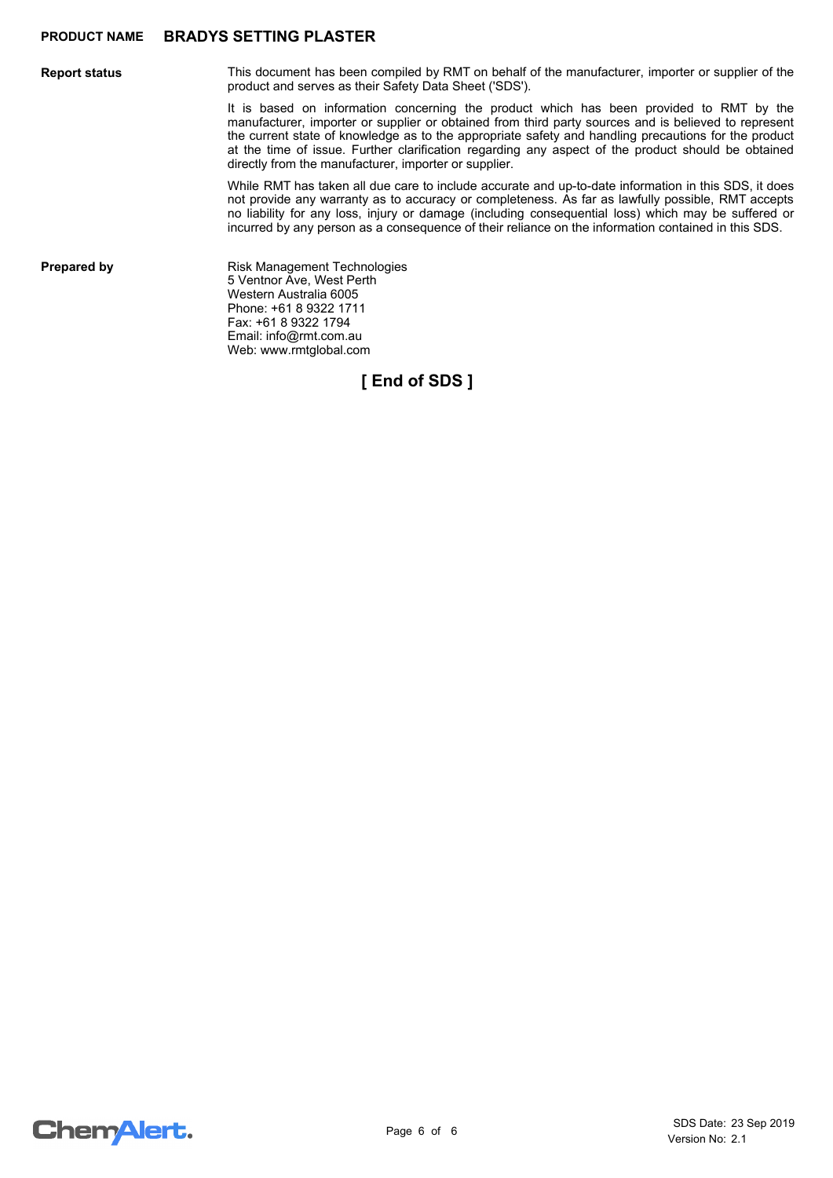**Report status**

This document has been compiled by RMT on behalf of the manufacturer, importer or supplier of the product and serves as their Safety Data Sheet ('SDS').

It is based on information concerning the product which has been provided to RMT by the manufacturer, importer or supplier or obtained from third party sources and is believed to represent the current state of knowledge as to the appropriate safety and handling precautions for the product at the time of issue. Further clarification regarding any aspect of the product should be obtained directly from the manufacturer, importer or supplier.

While RMT has taken all due care to include accurate and up-to-date information in this SDS, it does not provide any warranty as to accuracy or completeness. As far as lawfully possible, RMT accepts no liability for any loss, injury or damage (including consequential loss) which may be suffered or incurred by any person as a consequence of their reliance on the information contained in this SDS.

**Prepared by**

Risk Management Technologies
5 Ventnor Ave, West Perth
Western Australia 6005
Phone: +61 8 9322 1711
Fax: +61 8 9322 1794
Email: info@rmt.com.au
Web: www.rmtglobal.com

**[ End of SDS ]**